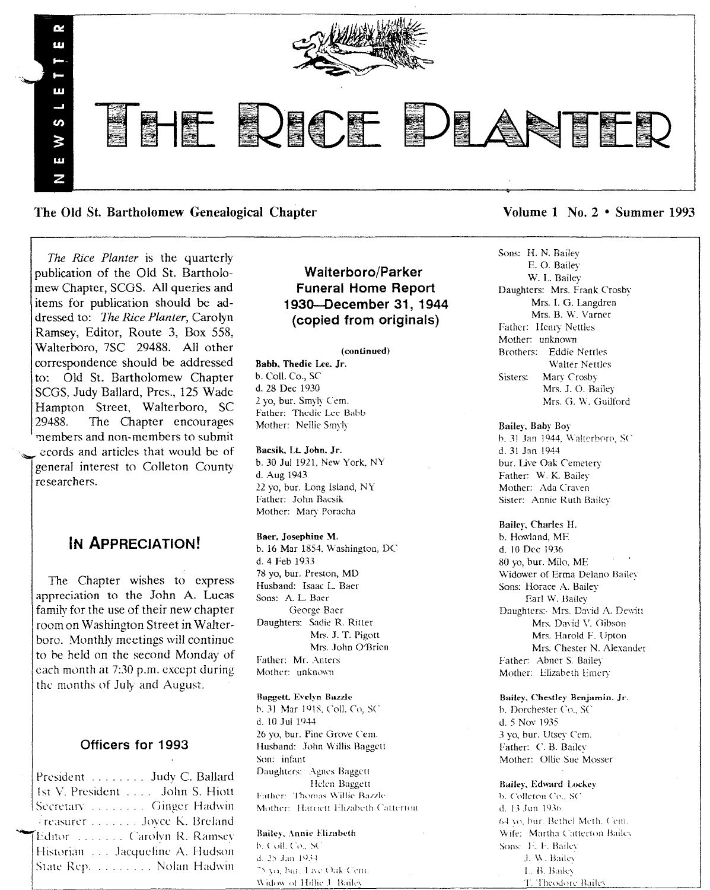# THE RICE PLANTER

NEWSLETTER

**The Old St. Bartholomew Genealogical Chapter** — **Volume 1 No. 2 • Summer 1993**

*The Rice Planter* is the quarterly publication of the Old St. Bartholomew Chapter, SCGS. All queries and items for publication should be addressed to: *The Rice Planter*, Carolyn Ramsey, Editor, Route 3, Box 558, Walterboro, 7SC 29488. All other correspondence should be addressed to: Old St. Bartholomew Chapter SCGS, Judy Ballard, Pres., 125 Wade Hampton Street, Walterboro, SC 29488. The Chapter encourages members and non-members to submit records and articles that would be of general interest to Colleton County researchers.

## IN APPRECIATION!

The Chapter wishes to express appreciation to the John A. Lucas family for the use of their new chapter room on Washington Street in Walterboro. Monthly meetings will continue to be held on the second Monday of each month at 7:30 p.m. except during the months of July and August.

### Officers for 1993

President ........ Judy C. Ballard
1st V. President .... John S. Hiott
Secretary ........ Ginger Hadwin
Treasurer ....... Joyce K. Breland
Editor ....... Carolyn R. Ramsey
Historian ... Jacqueline A. Hudson
State Rep. ........ Nolan Hadwin

## Walterboro/Parker Funeral Home Report 1930—December 31, 1944 (copied from originals)

(continued)

**Babb, Thedie Lee, Jr.**
b. Coll. Co., SC
d. 28 Dec 1930
2 yo, bur. Smyly Cem.
Father: Thedie Lee Babb
Mother: Nellie Smyly

**Bacsik, Lt. John, Jr.**
b. 30 Jul 1921, New York, NY
d. Aug 1943
22 yo, bur. Long Island, NY
Father: John Bacsik
Mother: Mary Poracha

**Baer, Josephine M.**
b. 16 Mar 1854, Washington, DC
d. 4 Feb 1933
78 yo, bur. Preston, MD
Husband: Isaac L. Baer
Sons: A. L. Baer
George Baer
Daughters: Sadie R. Ritter
Mrs. J. T. Pigott
Mrs. John O'Brien
Father: Mr. Anters
Mother: unknown

**Baggett, Evelyn Bazzle**
b. 31 Mar 1918, Coll. Co, SC
d. 10 Jul 1944
26 yo, bur. Pine Grove Cem.
Husband: John Willis Baggett
Son: infant
Daughters: Agnes Baggett
Helen Baggett
Father: Thomas Willie Bazzle
Mother: Harriett Elizabeth Catterton

**Bailey, Annie Elizabeth**
b. Coll. Co., SC
d. 25 Jan 1934
75 yo, bur. Live Oak Cem.
Widow of Hillie J. Bailey
Sons: H. N. Bailey
E. O. Bailey
W. L. Bailey
Daughters: Mrs. Frank Crosby
Mrs. I. G. Langdren
Mrs. B. W. Varner
Father: Henry Nettles
Mother: unknown
Brothers: Eddie Nettles
Walter Nettles
Sisters: Mary Crosby
Mrs. J. O. Bailey
Mrs. G. W. Guilford

**Bailey, Baby Boy**
b. 31 Jan 1944, Walterboro, SC
d. 31 Jan 1944
bur. Live Oak Cemetery
Father: W. K. Bailey
Mother: Ada Craven
Sister: Annie Ruth Bailey

**Bailey, Charles H.**
b. Howland, ME
d. 10 Dec 1936
80 yo, bur. Milo, ME
Widower of Erma Delano Bailey
Sons: Horace A. Bailey
Earl W. Bailey
Daughters: Mrs. David A. Dewitt
Mrs. David V. Gibson
Mrs. Harold F. Upton
Mrs. Chester N. Alexander
Father: Abner S. Bailey
Mother: Elizabeth Emery

**Bailey, Chestley Benjamin, Jr.**
b. Dorchester Co., SC
d. 5 Nov 1935
3 yo, bur. Utsey Cem.
Father: C. B. Bailey
Mother: Ollie Sue Mosser

**Bailey, Edward Lockey**
b. Colleton Co., SC
d. 13 Jun 1936
64 yo, bur. Bethel Meth. Cem.
Wife: Martha Catterton Bailey
Sons: E. E. Bailey
J. W. Bailey
L. B. Bailey
T. Theodore Bailey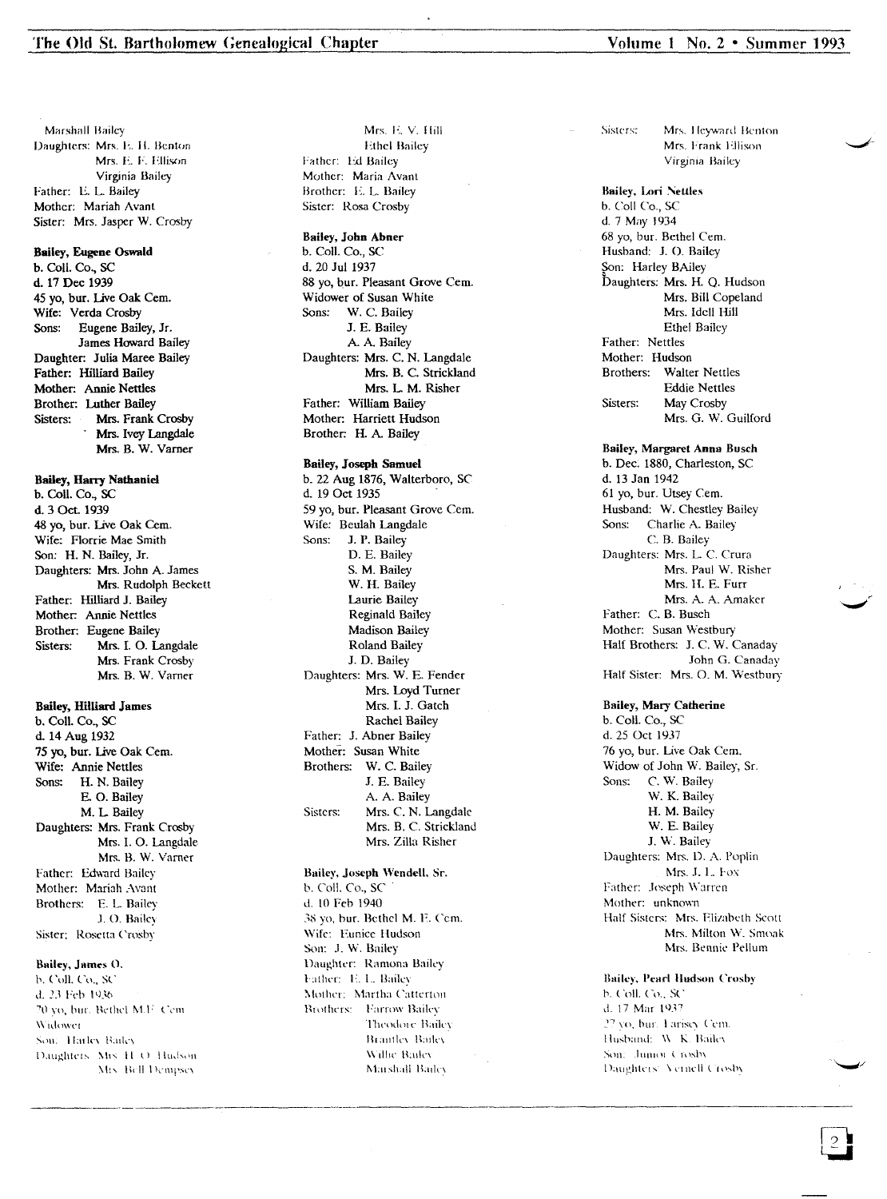Marshall Bailey
Daughters: Mrs. E. H. Benton
Mrs. E. F. Ellison
Virginia Bailey
Father: E. L. Bailey
Mother: Mariah Avant
Sister: Mrs. Jasper W. Crosby

**Bailey, Eugene Oswald**
b. Coll. Co., SC
d. 17 Dec 1939
45 yo, bur. Live Oak Cem.
Wife: Verda Crosby
Sons: Eugene Bailey, Jr.
James Howard Bailey
Daughter: Julia Maree Bailey
Father: Hilliard Bailey
Mother: Annie Nettles
Brother: Luther Bailey
Sisters: Mrs. Frank Crosby
Mrs. Ivey Langdale
Mrs. B. W. Varner

**Bailey, Harry Nathaniel**
b. Coll. Co., SC
d. 3 Oct. 1939
48 yo, bur. Live Oak Cem.
Wife: Florrie Mae Smith
Son: H. N. Bailey, Jr.
Daughters: Mrs. John A. James
Mrs. Rudolph Beckett
Father: Hilliard J. Bailey
Mother: Annie Nettles
Brother: Eugene Bailey
Sisters: Mrs. I. O. Langdale
Mrs. Frank Crosby
Mrs. B. W. Varner

**Bailey, Hilliard James**
b. Coll. Co., SC
d. 14 Aug 1932
75 yo, bur. Live Oak Cem.
Wife: Annie Nettles
Sons: H. N. Bailey
E. O. Bailey
M. L. Bailey
Daughters: Mrs. Frank Crosby
Mrs. I. O. Langdale
Mrs. B. W. Varner
Father: Edward Bailey
Mother: Mariah Avant
Brothers: E. L. Bailey
J. O. Bailey
Sister: Rosetta Crosby

**Bailey, James O.**
b. Coll. Co., SC
d. 23 Feb 1936
70 yo, bur. Bethel M.E. Cem.
Widower
Son: Harley Bailey
Daughters: Mrs. H. O. Hudson
Mrs. Bell Dempsey
Mrs. E. V. Hill
Ethel Bailey
Father: Ed Bailey
Mother: Maria Avant
Brother: E. L. Bailey
Sister: Rosa Crosby

**Bailey, John Abner**
b. Coll. Co., SC
d. 20 Jul 1937
88 yo, bur. Pleasant Grove Cem.
Widower of Susan White
Sons: W. C. Bailey
J. E. Bailey
A. A. Bailey
Daughters: Mrs. C. N. Langdale
Mrs. B. C. Strickland
Mrs. L. M. Risher
Father: William Bailey
Mother: Harriett Hudson
Brother: H. A. Bailey

**Bailey, Joseph Samuel**
b. 22 Aug 1876, Walterboro, SC
d. 19 Oct 1935
59 yo, bur. Pleasant Grove Cem.
Wife: Beulah Langdale
Sons: J. P. Bailey
D. E. Bailey
S. M. Bailey
W. H. Bailey
Laurie Bailey
Reginald Bailey
Madison Bailey
Roland Bailey
J. D. Bailey
Daughters: Mrs. W. E. Fender
Mrs. Loyd Turner
Mrs. I. J. Gatch
Rachel Bailey
Father: J. Abner Bailey
Mother: Susan White
Brothers: W. C. Bailey
J. E. Bailey
A. A. Bailey
Sisters: Mrs. C. N. Langdale
Mrs. B. C. Strickland
Mrs. Zilla Risher

**Bailey, Joseph Wendell, Sr.**
b. Coll. Co., SC
d. 10 Feb 1940
38 yo, bur. Bethel M. E. Cem.
Wife: Eunice Hudson
Son: J. W. Bailey
Daughter: Ramona Bailey
Father: E. L. Bailey
Mother: Martha Catterton
Brothers: Farrow Bailey
Theodore Bailey
Brantley Bailey
Willie Bailey
Marshall Bailey
Sisters: Mrs. Heyward Benton
Mrs. Frank Ellison
Virginia Bailey

**Bailey, Lori Nettles**
b. Coll Co., SC
d. 7 May 1934
68 yo, bur. Bethel Cem.
Husband: J. O. Bailey
Son: Harley BAiley
Daughters: Mrs. H. Q. Hudson
Mrs. Bill Copeland
Mrs. Idell Hill
Ethel Bailey
Father: Nettles
Mother: Hudson
Brothers: Walter Nettles
Eddie Nettles
Sisters: May Crosby
Mrs. G. W. Guilford

**Bailey, Margaret Anna Busch**
b. Dec. 1880, Charleston, SC
d. 13 Jan 1942
61 yo, bur. Utsey Cem.
Husband: W. Chestley Bailey
Sons: Charlie A. Bailey
C. B. Bailey
Daughters: Mrs. L. C. Crura
Mrs. Paul W. Risher
Mrs. H. E. Furr
Mrs. A. A. Amaker
Father: C. B. Busch
Mother: Susan Westbury
Half Brothers: J. C. W. Canaday
John G. Canaday
Half Sister: Mrs. O. M. Westbury

**Bailey, Mary Catherine**
b. Coll. Co., SC
d. 25 Oct 1937
76 yo, bur. Live Oak Cem.
Widow of John W. Bailey, Sr.
Sons: C. W. Bailey
W. K. Bailey
H. M. Bailey
W. E. Bailey
J. W. Bailey
Daughters: Mrs. D. A. Poplin
Mrs. J. L. Fox
Father: Joseph Warren
Mother: unknown
Half Sisters: Mrs. Elizabeth Scott
Mrs. Milton W. Smoak
Mrs. Bennie Pellum

**Bailey, Pearl Hudson Crosby**
b. Coll. Co., SC
d. 17 Mar 1937
27 yo, bur. Larisey Cem.
Husband: W. K. Bailey
Son: Junior Crosby
Daughters: Vernell Crosby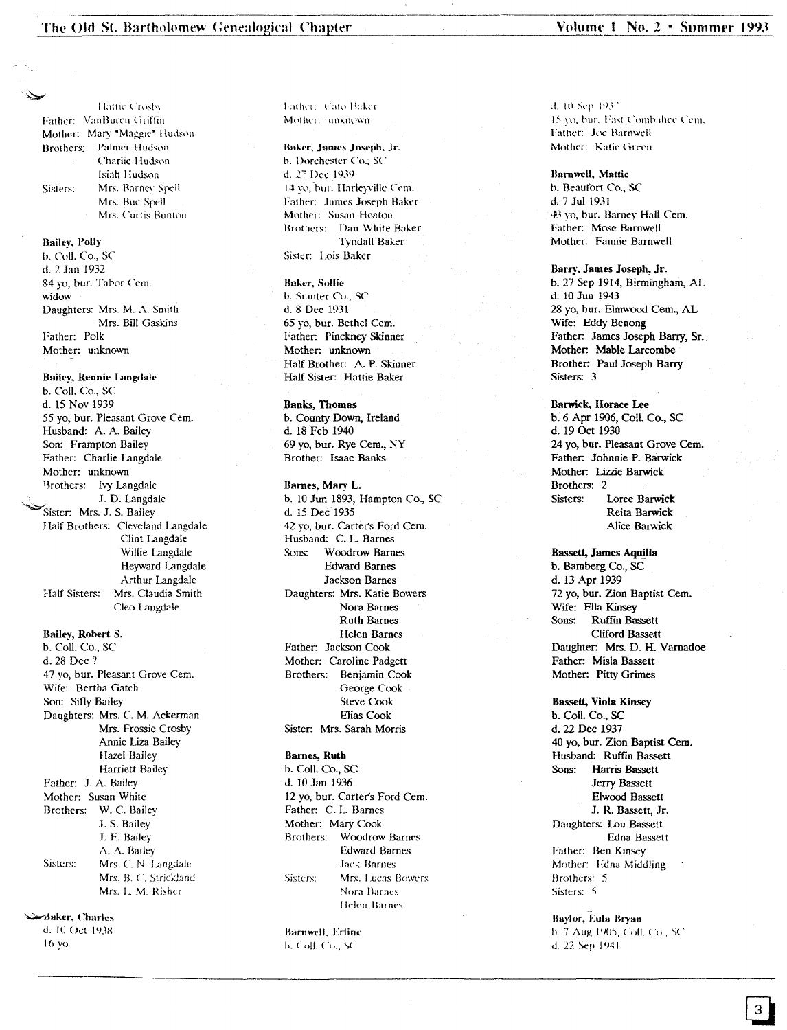Hattie Crosby
Father: VanBuren Griffin
Mother: Mary "Maggie" Hudson
Brothers: Palmer Hudson
Charlie Hudson
Isiah Hudson
Sisters: Mrs. Barney Spell
Mrs. Buc Spell
Mrs. Curtis Bunton

**Bailey, Polly**
b. Coll. Co., SC
d. 2 Jan 1932
84 yo, bur. Tabor Cem.
widow
Daughters: Mrs. M. A. Smith
Mrs. Bill Gaskins
Father: Polk
Mother: unknown

**Bailey, Rennie Langdale**
b. Coll. Co., SC
d. 15 Nov 1939
55 yo, bur. Pleasant Grove Cem.
Husband: A. A. Bailey
Son: Frampton Bailey
Father: Charlie Langdale
Mother: unknown
Brothers: Ivy Langdale
J. D. Langdale
Sister: Mrs. J. S. Bailey
Half Brothers: Cleveland Langdale
Clint Langdale
Willie Langdale
Heyward Langdale
Arthur Langdale
Half Sisters: Mrs. Claudia Smith
Cleo Langdale

**Bailey, Robert S.**
b. Coll. Co., SC
d. 28 Dec ?
47 yo, bur. Pleasant Grove Cem.
Wife: Bertha Gatch
Son: Sifly Bailey
Daughters: Mrs. C. M. Ackerman
Mrs. Frossie Crosby
Annie Liza Bailey
Hazel Bailey
Harriett Bailey
Father: J. A. Bailey
Mother: Susan White
Brothers: W. C. Bailey
J. S. Bailey
J. E. Bailey
A. A. Bailey
Sisters: Mrs. C. N. Langdale
Mrs. B. C. Strickland
Mrs. L. M. Risher

**Baker, Charles**
d. 10 Oct 1938
16 yo
Father: Cato Baker
Mother: unknown

**Baker, James Joseph, Jr.**
b. Dorchester Co., SC
d. 27 Dec 1939
14 yo, bur. Harleyville Cem.
Father: James Joseph Baker
Mother: Susan Heaton
Brothers: Dan White Baker
Tyndall Baker
Sister: Lois Baker

**Baker, Sollie**
b. Sumter Co., SC
d. 8 Dec 1931
65 yo, bur. Bethel Cem.
Father: Pinckney Skinner
Mother: unknown
Half Brother: A. P. Skinner
Half Sister: Hattie Baker

**Banks, Thomas**
b. County Down, Ireland
d. 18 Feb 1940
69 yo, bur. Rye Cem., NY
Brother: Isaac Banks

**Barnes, Mary L.**
b. 10 Jun 1893, Hampton Co., SC
d. 15 Dec 1935
42 yo, bur. Carter's Ford Cem.
Husband: C. L. Barnes
Sons: Woodrow Barnes
Edward Barnes
Jackson Barnes
Daughters: Mrs. Katie Bowers
Nora Barnes
Ruth Barnes
Helen Barnes
Father: Jackson Cook
Mother: Caroline Padgett
Brothers: Benjamin Cook
George Cook
Steve Cook
Elias Cook
Sister: Mrs. Sarah Morris

**Barnes, Ruth**
b. Coll. Co., SC
d. 10 Jan 1936
12 yo, bur. Carter's Ford Cem.
Father: C. L. Barnes
Mother: Mary Cook
Brothers: Woodrow Barnes
Edward Barnes
Jack Barnes
Sisters: Mrs. Lucas Bowers
Nora Barnes
Helen Barnes

**Barnwell, Erline**
b. Coll. Co., SC
d. 10 Sep 1937
15 yo, bur. East Combahee Cem.
Father: Joe Barnwell
Mother: Katie Green

**Barnwell, Mattie**
b. Beaufort Co., SC
d. 7 Jul 1931
43 yo, bur. Barney Hall Cem.
Father: Mose Barnwell
Mother: Fannie Barnwell

**Barry, James Joseph, Jr.**
b. 27 Sep 1914, Birmingham, AL
d. 10 Jun 1943
28 yo, bur. Elmwood Cem., AL
Wife: Eddy Benong
Father: James Joseph Barry, Sr.
Mother: Mable Larcombe
Brother: Paul Joseph Barry
Sisters: 3

**Barwick, Horace Lee**
b. 6 Apr 1906, Coll. Co., SC
d. 19 Oct 1930
24 yo, bur. Pleasant Grove Cem.
Father: Johnnie P. Barwick
Mother: Lizzie Barwick
Brothers: 2
Sisters: Loree Barwick
Reita Barwick
Alice Barwick

**Bassett, James Aquilla**
b. Bamberg Co., SC
d. 13 Apr 1939
72 yo, bur. Zion Baptist Cem.
Wife: Ella Kinsey
Sons: Ruffin Bassett
Cliford Bassett
Daughter: Mrs. D. H. Varnadoe
Father: Misla Bassett
Mother: Pitty Grimes

**Bassett, Viola Kinsey**
b. Coll. Co., SC
d. 22 Dec 1937
40 yo, bur. Zion Baptist Cem.
Husband: Ruffin Bassett
Sons: Harris Bassett
Jerry Bassett
Elwood Bassett
J. R. Bassett, Jr.
Daughters: Lou Bassett
Edna Bassett
Father: Ben Kinsey
Mother: Edna Middling
Brothers: 5
Sisters: 5

**Baylor, Eula Bryan**
b. 7 Aug 1905, Coll. Co., SC
d. 22 Sep 1941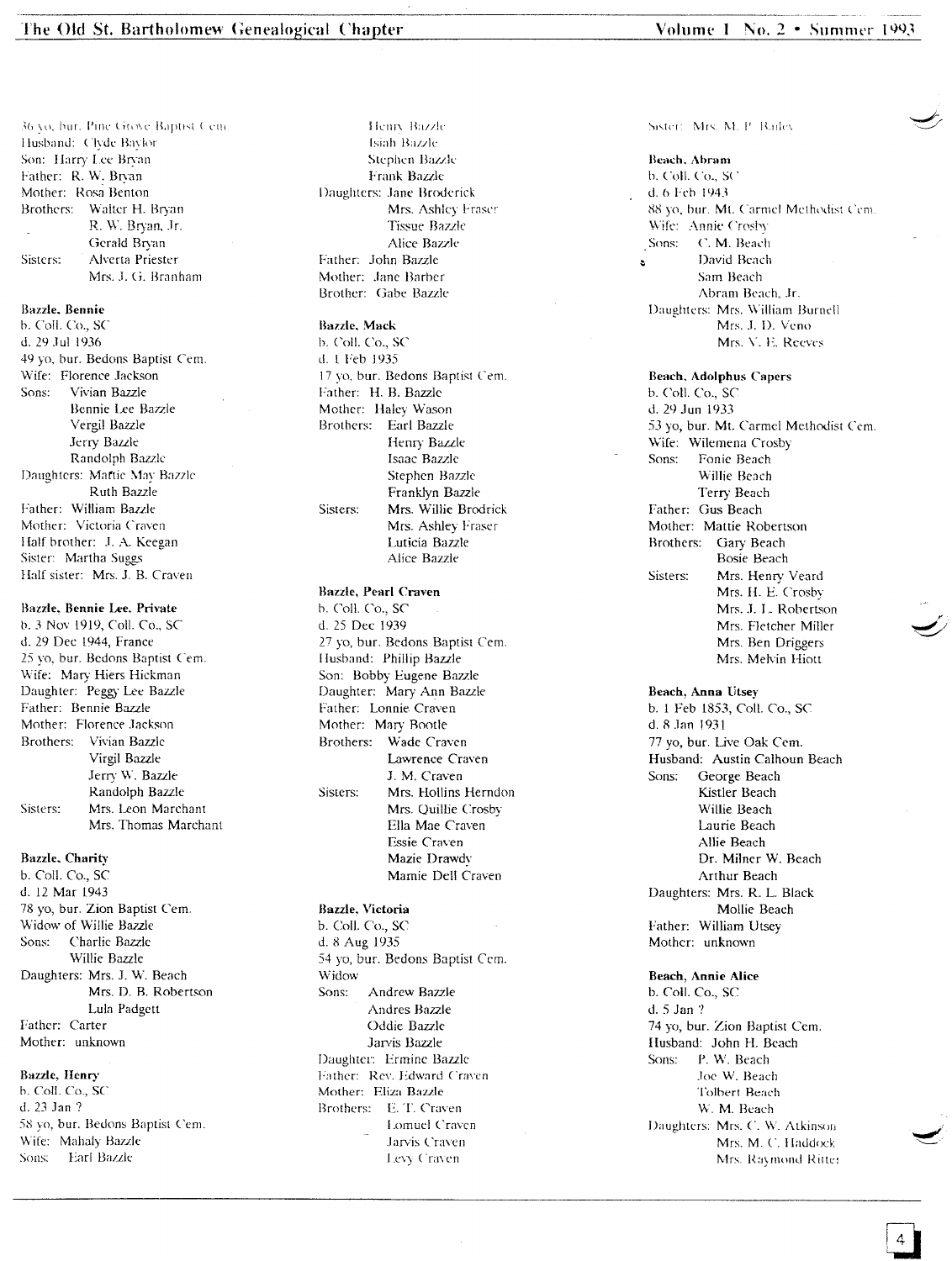36 yo, bur. Pine Grove Baptist Cem.
Husband: Clyde Baylor
Son: Harry Lee Bryan
Father: R. W. Bryan
Mother: Rosa Benton
Brothers: Walter H. Bryan
R. W. Bryan, Jr.
Gerald Bryan
Sisters: Alverta Priester
Mrs. J. G. Branham

**Bazzle, Bennie**
b. Coll. Co., SC
d. 29 Jul 1936
49 yo, bur. Bedons Baptist Cem.
Wife: Florence Jackson
Sons: Vivian Bazzle
Bennie Lee Bazzle
Vergil Bazzle
Jerry Bazzle
Randolph Bazzle
Daughters: Mattie May Bazzle
Ruth Bazzle
Father: William Bazzle
Mother: Victoria Craven
Half brother: J. A. Keegan
Sister: Martha Suggs
Half sister: Mrs. J. B. Craven

**Bazzle, Bennie Lee, Private**
b. 3 Nov 1919, Coll. Co., SC
d. 29 Dec 1944, France
25 yo, bur. Bedons Baptist Cem.
Wife: Mary Hiers Hickman
Daughter: Peggy Lee Bazzle
Father: Bennie Bazzle
Mother: Florence Jackson
Brothers: Vivian Bazzle
Virgil Bazzle
Jerry W. Bazzle
Randolph Bazzle
Sisters: Mrs. Leon Marchant
Mrs. Thomas Marchant

**Bazzle, Charity**
b. Coll. Co., SC
d. 12 Mar 1943
78 yo, bur. Zion Baptist Cem.
Widow of Willie Bazzle
Sons: Charlie Bazzle
Willie Bazzle
Daughters: Mrs. J. W. Beach
Mrs. D. B. Robertson
Lula Padgett
Father: Carter
Mother: unknown

**Bazzle, Henry**
b. Coll. Co., SC
d. 23 Jan ?
58 yo, bur. Bedons Baptist Cem.
Wife: Mahaly Bazzle
Sons: Earl Bazzle
Henry Bazzle
Isiah Bazzle
Stephen Bazzle
Frank Bazzle
Daughters: Jane Broderick
Mrs. Ashley Fraser
Tissue Bazzle
Alice Bazzle
Father: John Bazzle
Mother: Jane Barber
Brother: Gabe Bazzle

**Bazzle, Mack**
b. Coll. Co., SC
d. 1 Feb 1935
17 yo, bur. Bedons Baptist Cem.
Father: H. B. Bazzle
Mother: Haley Wason
Brothers: Earl Bazzle
Henry Bazzle
Isaac Bazzle
Stephen Bazzle
Franklyn Bazzle
Sisters: Mrs. Willie Brodrick
Mrs. Ashley Fraser
Luticia Bazzle
Alice Bazzle

**Bazzle, Pearl Craven**
b. Coll. Co., SC
d. 25 Dec 1939
27 yo, bur. Bedons Baptist Cem.
Husband: Phillip Bazzle
Son: Bobby Eugene Bazzle
Daughter: Mary Ann Bazzle
Father: Lonnie Craven
Mother: Mary Bootle
Brothers: Wade Craven
Lawrence Craven
J. M. Craven
Sisters: Mrs. Hollins Herndon
Mrs. Quillie Crosby
Ella Mae Craven
Essie Craven
Mazie Drawdy
Mamie Dell Craven

**Bazzle, Victoria**
b. Coll. Co., SC
d. 8 Aug 1935
54 yo, bur. Bedons Baptist Cem.
Widow
Sons: Andrew Bazzle
Andres Bazzle
Oddie Bazzle
Jarvis Bazzle
Daughter: Ermine Bazzle
Father: Rev. Edward Craven
Mother: Eliza Bazzle
Brothers: E. T. Craven
Lomuel Craven
Jarvis Craven
Levy Craven
Sister: Mrs. M. P. Bailey

**Beach, Abram**
b. Coll. Co., SC
d. 6 Feb 1943
88 yo, bur. Mt. Carmel Methodist Cem.
Wife: Annie Crosby
Sons: C. M. Beach
David Beach
Sam Beach
Abram Beach, Jr.
Daughters: Mrs. William Burnell
Mrs. J. D. Veno
Mrs. V. E. Reeves

**Beach, Adolphus Capers**
b. Coll. Co., SC
d. 29 Jun 1933
53 yo, bur. Mt. Carmel Methodist Cem.
Wife: Wilemena Crosby
Sons: Fonie Beach
Willie Beach
Terry Beach
Father: Gus Beach
Mother: Mattie Robertson
Brothers: Gary Beach
Bosie Beach
Sisters: Mrs. Henry Veard
Mrs. H. E. Crosby
Mrs. J. L. Robertson
Mrs. Fletcher Miller
Mrs. Ben Driggers
Mrs. Melvin Hiott

**Beach, Anna Utsey**
b. 1 Feb 1853, Coll. Co., SC
d. 8 Jan 1931
77 yo, bur. Live Oak Cem.
Husband: Austin Calhoun Beach
Sons: George Beach
Kistler Beach
Willie Beach
Laurie Beach
Allie Beach
Dr. Milner W. Beach
Arthur Beach
Daughters: Mrs. R. L. Black
Mollie Beach
Father: William Utsey
Mother: unknown

**Beach, Annie Alice**
b. Coll. Co., SC
d. 5 Jan ?
74 yo, bur. Zion Baptist Cem.
Husband: John H. Beach
Sons: P. W. Beach
Joe W. Beach
Tolbert Beach
W. M. Beach
Daughters: Mrs. C. W. Atkinson
Mrs. M. C. Haddock
Mrs. Raymond Ritter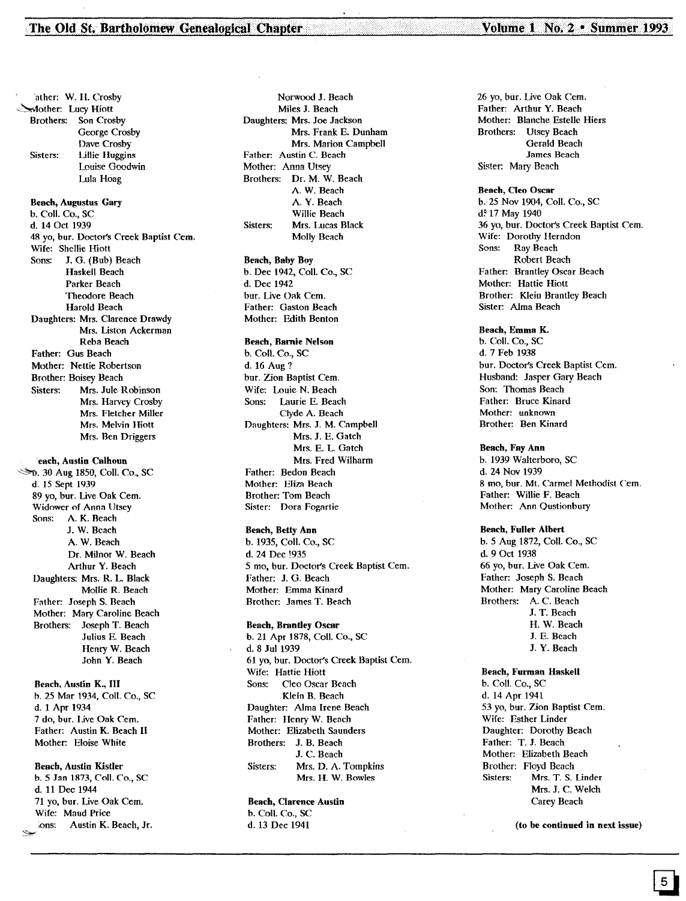ather: W. H. Crosby
Mother: Lucy Hiott
Brothers: Son Crosby
George Crosby
Dave Crosby
Sisters: Lillie Huggins
Louise Goodwin
Lula Hoag

**Beach, Augustus Gary**
b. Coll. Co., SC
d. 14 Oct 1939
48 yo, bur. Doctor's Creek Baptist Cem.
Wife: Shellie Hiott
Sons: J. G. (Bub) Beach
Haskell Beach
Parker Beach
Theodore Beach
Harold Beach
Daughters: Mrs. Clarence Drawdy
Mrs. Liston Ackerman
Reba Beach
Father: Gus Beach
Mother: Nettie Robertson
Brother: Boisey Beach
Sisters: Mrs. Jule Robinson
Mrs. Harvey Crosby
Mrs. Fletcher Miller
Mrs. Melvin Hiott
Mrs. Ben Driggers

**each, Austin Calhoun**
b. 30 Aug 1850, Coll. Co., SC
d. 15 Sept 1939
89 yo, bur. Live Oak Cem.
Widower of Anna Utsey
Sons: A. K. Beach
J. W. Beach
A. W. Beach
Dr. Milnor W. Beach
Arthur Y. Beach
Daughters: Mrs. R. L. Black
Mollie R. Beach
Father: Joseph S. Beach
Mother: Mary Caroline Beach
Brothers: Joseph T. Beach
Julius E. Beach
Henry W. Beach
John Y. Beach

**Beach, Austin K., III**
b. 25 Mar 1934, Coll. Co., SC
d. 1 Apr 1934
7 do, bur. Live Oak Cem.
Father: Austin K. Beach II
Mother: Eloise White

**Beach, Austin Kistler**
b. 5 Jan 1873, Coll. Co., SC
d. 11 Dec 1944
71 yo, bur. Live Oak Cem.
Wife: Maud Price
Sons: Austin K. Beach, Jr.
Norwood J. Beach
Miles J. Beach
Daughters: Mrs. Joe Jackson
Mrs. Frank E. Dunham
Mrs. Marion Campbell
Father: Austin C. Beach
Mother: Anna Utsey
Brothers: Dr. M. W. Beach
A. W. Beach
A. Y. Beach
Willie Beach
Sisters: Mrs. Lucas Black
Molly Beach

**Beach, Baby Boy**
b. Dec 1942, Coll. Co., SC
d. Dec 1942
bur. Live Oak Cem.
Father: Gaston Beach
Mother: Edith Benton

**Beach, Barnie Nelson**
b. Coll. Co., SC
d. 16 Aug ?
bur. Zion Baptist Cem.
Wife: Louie N. Beach
Sons: Laurie E. Beach
Clyde A. Beach
Daughters: Mrs. J. M. Campbell
Mrs. J. E. Gatch
Mrs. E. L. Gatch
Mrs. Fred Wilharm
Father: Bedon Beach
Mother: Eliza Beach
Brother: Tom Beach
Sister: Dora Fogartie

**Beach, Betty Ann**
b. 1935, Coll. Co., SC
d. 24 Dec 1935
5 mo, bur. Doctor's Creek Baptist Cem.
Father: J. G. Beach
Mother: Emma Kinard
Brother: James T. Beach

**Beach, Brantley Oscar**
b. 21 Apr 1878, Coll. Co., SC
d. 8 Jul 1939
61 yo, bur. Doctor's Creek Baptist Cem.
Wife: Hattie Hiott
Sons: Cleo Oscar Beach
Klein B. Beach
Daughter: Alma Irene Beach
Father: Henry W. Beach
Mother: Elizabeth Saunders
Brothers: J. B. Beach
J. C. Beach
Sisters: Mrs. D. A. Tompkins
Mrs. H. W. Bowles

**Beach, Clarence Austin**
b. Coll. Co., SC
d. 13 Dec 1941
26 yo, bur. Live Oak Cem.
Father: Arthur Y. Beach
Mother: Blanche Estelle Hiers
Brothers: Utsey Beach
Gerald Beach
James Beach
Sister: Mary Beach

**Beach, Cleo Oscar**
b. 25 Nov 1904, Coll. Co., SC
d. 17 May 1940
36 yo, bur. Doctor's Creek Baptist Cem.
Wife: Dorothy Herndon
Sons: Ray Beach
Robert Beach
Father: Brantley Oscar Beach
Mother: Hattie Hiott
Brother: Klein Brantley Beach
Sister: Alma Beach

**Beach, Emma K.**
b. Coll. Co., SC
d. 7 Feb 1938
bur. Doctor's Creek Baptist Cem.
Husband: Jasper Gary Beach
Son: Thomas Beach
Father: Bruce Kinard
Mother: unknown
Brother: Ben Kinard

**Beach, Fay Ann**
b. 1939 Walterboro, SC
d. 24 Nov 1939
8 mo, bur. Mt. Carmel Methodist Cem.
Father: Willie F. Beach
Mother: Ann Qustionbury

**Beach, Fuller Albert**
b. 5 Aug 1872, Coll. Co., SC
d. 9 Oct 1938
66 yo, bur. Live Oak Cem.
Father: Joseph S. Beach
Mother: Mary Caroline Beach
Brothers: A. C. Beach
J. T. Beach
H. W. Beach
J. E. Beach
J. Y. Beach

**Beach, Furman Haskell**
b. Coll. Co., SC
d. 14 Apr 1941
53 yo, bur. Zion Baptist Cem.
Wife: Esther Linder
Daughter: Dorothy Beach
Father: T. J. Beach
Mother: Elizabeth Beach
Brother: Floyd Beach
Sisters: Mrs. T. S. Linder
Mrs. J. C. Welch
Carey Beach

**(to be continued in next issue)**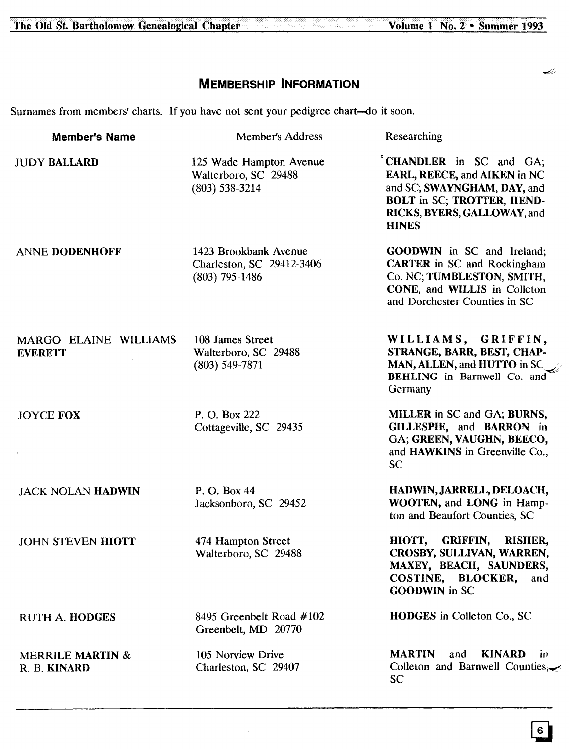## MEMBERSHIP INFORMATION

Surnames from members' charts. If you have not sent your pedigree chart—do it soon.

| Member's Name | Member's Address | Researching |
|---|---|---|
| JUDY **BALLARD** | 125 Wade Hampton Avenue<br>Walterboro, SC 29488<br>(803) 538-3214 | **CHANDLER** in SC and GA; **EARL, REECE,** and **AIKEN** in NC and SC; **SWAYNGHAM, DAY,** and **BOLT** in SC; **TROTTER, HENDRICKS, BYERS, GALLOWAY,** and **HINES** |
| ANNE **DODENHOFF** | 1423 Brookbank Avenue<br>Charleston, SC 29412-3406<br>(803) 795-1486 | **GOODWIN** in SC and Ireland; **CARTER** in SC and Rockingham Co. NC; **TUMBLESTON, SMITH, CONE,** and **WILLIS** in Colleton and Dorchester Counties in SC |
| MARGO ELAINE WILLIAMS **EVERETT** | 108 James Street<br>Walterboro, SC 29488<br>(803) 549-7871 | **WILLIAMS, GRIFFIN, STRANGE, BARR, BEST, CHAPMAN, ALLEN,** and **HUTTO** in SC; **BEHLING** in Barnwell Co. and Germany |
| JOYCE **FOX** | P. O. Box 222<br>Cottageville, SC 29435 | **MILLER** in SC and GA; **BURNS, GILLESPIE,** and **BARRON** in GA; **GREEN, VAUGHN, BEECO,** and **HAWKINS** in Greenville Co., SC |
| JACK NOLAN **HADWIN** | P. O. Box 44<br>Jacksonboro, SC 29452 | **HADWIN, JARRELL, DELOACH, WOOTEN,** and **LONG** in Hampton and Beaufort Counties, SC |
| JOHN STEVEN **HIOTT** | 474 Hampton Street<br>Walterboro, SC 29488 | **HIOTT, GRIFFIN, RISHER, CROSBY, SULLIVAN, WARREN, MAXEY, BEACH, SAUNDERS, COSTINE, BLOCKER,** and **GOODWIN** in SC |
| RUTH A. **HODGES** | 8495 Greenbelt Road #102<br>Greenbelt, MD 20770 | **HODGES** in Colleton Co., SC |
| MERRILE **MARTIN** &<br>R. B. **KINARD** | 105 Norview Drive<br>Charleston, SC 29407 | **MARTIN** and **KINARD** in Colleton and Barnwell Counties, SC |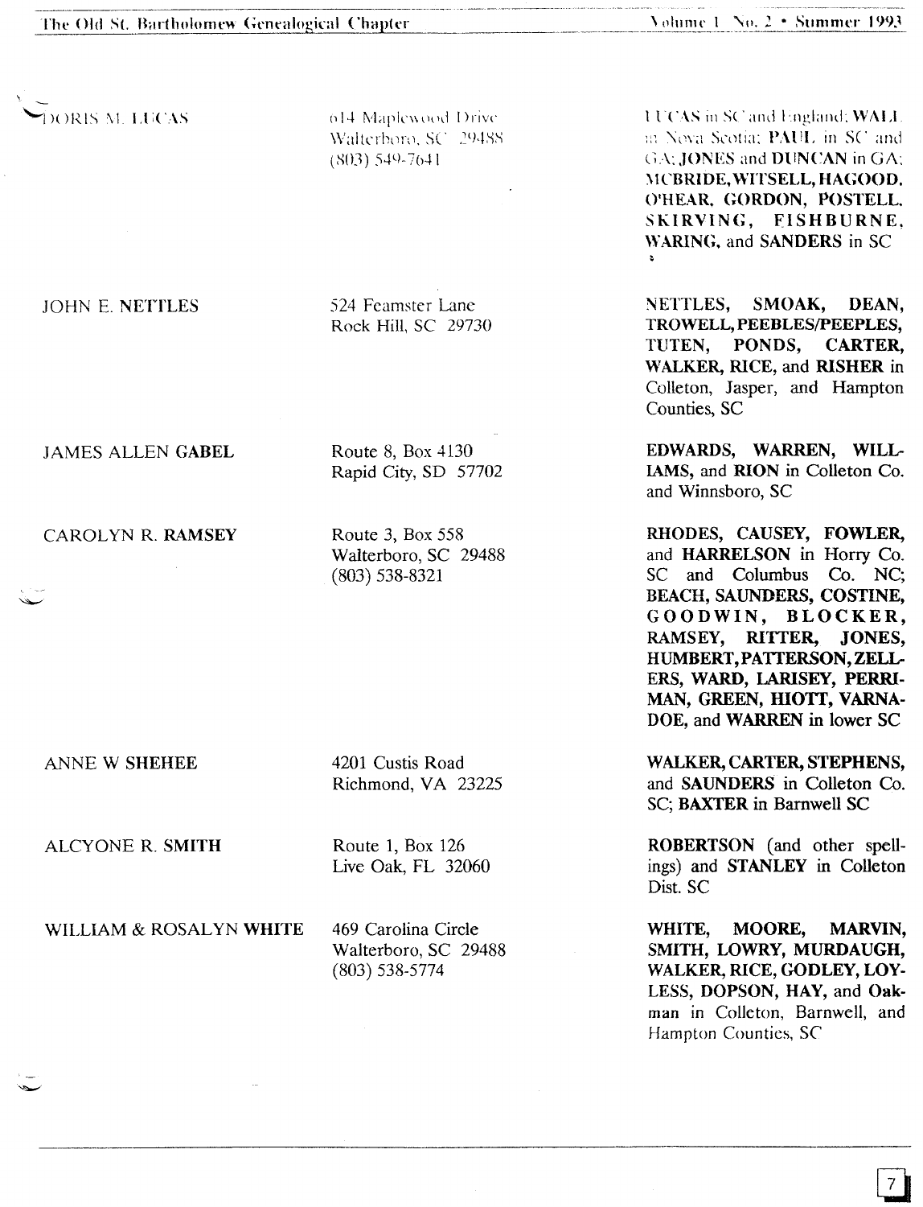| | | |
|---|---|---|
| DORIS M. **LUCAS** | 614 Maplewood Drive<br>Walterboro, SC 29488<br>(803) 549-7641 | **LUCAS** in SC and England; **WALL** in Nova Scotia; **PAUL** in SC and GA; **JONES** and **DUNCAN** in GA; **MCBRIDE, WITSELL, HAGOOD, O'HEAR, GORDON, POSTELL, SKIRVING, FISHBURNE, WARING,** and **SANDERS** in SC |
| JOHN E. **NETTLES** | 524 Feamster Lane<br>Rock Hill, SC 29730 | **NETTLES, SMOAK, DEAN, TROWELL, PEEBLES/PEEPLES, TUTEN, PONDS, CARTER, WALKER, RICE,** and **RISHER** in Colleton, Jasper, and Hampton Counties, SC |
| JAMES ALLEN **GABEL** | Route 8, Box 4130<br>Rapid City, SD 57702 | **EDWARDS, WARREN, WILLIAMS,** and **RION** in Colleton Co. and Winnsboro, SC |
| CAROLYN R. **RAMSEY** | Route 3, Box 558<br>Walterboro, SC 29488<br>(803) 538-8321 | **RHODES, CAUSEY, FOWLER,** and **HARRELSON** in Horry Co. SC and Columbus Co. NC; **BEACH, SAUNDERS, COSTINE, GOODWIN, BLOCKER, RAMSEY, RITTER, JONES, HUMBERT, PATTERSON, ZELLERS, WARD, LARISEY, PERRIMAN, GREEN, HIOTT, VARNADOE,** and **WARREN** in lower SC |
| ANNE W **SHEHEE** | 4201 Custis Road<br>Richmond, VA 23225 | **WALKER, CARTER, STEPHENS,** and **SAUNDERS** in Colleton Co. SC; **BAXTER** in Barnwell SC |
| ALCYONE R. **SMITH** | Route 1, Box 126<br>Live Oak, FL 32060 | **ROBERTSON** (and other spellings) and **STANLEY** in Colleton Dist. SC |
| WILLIAM & ROSALYN **WHITE** | 469 Carolina Circle<br>Walterboro, SC 29488<br>(803) 538-5774 | **WHITE, MOORE, MARVIN, SMITH, LOWRY, MURDAUGH, WALKER, RICE, GODLEY, LOYLESS, DOPSON, HAY,** and **Oakman** in Colleton, Barnwell, and Hampton Counties, SC |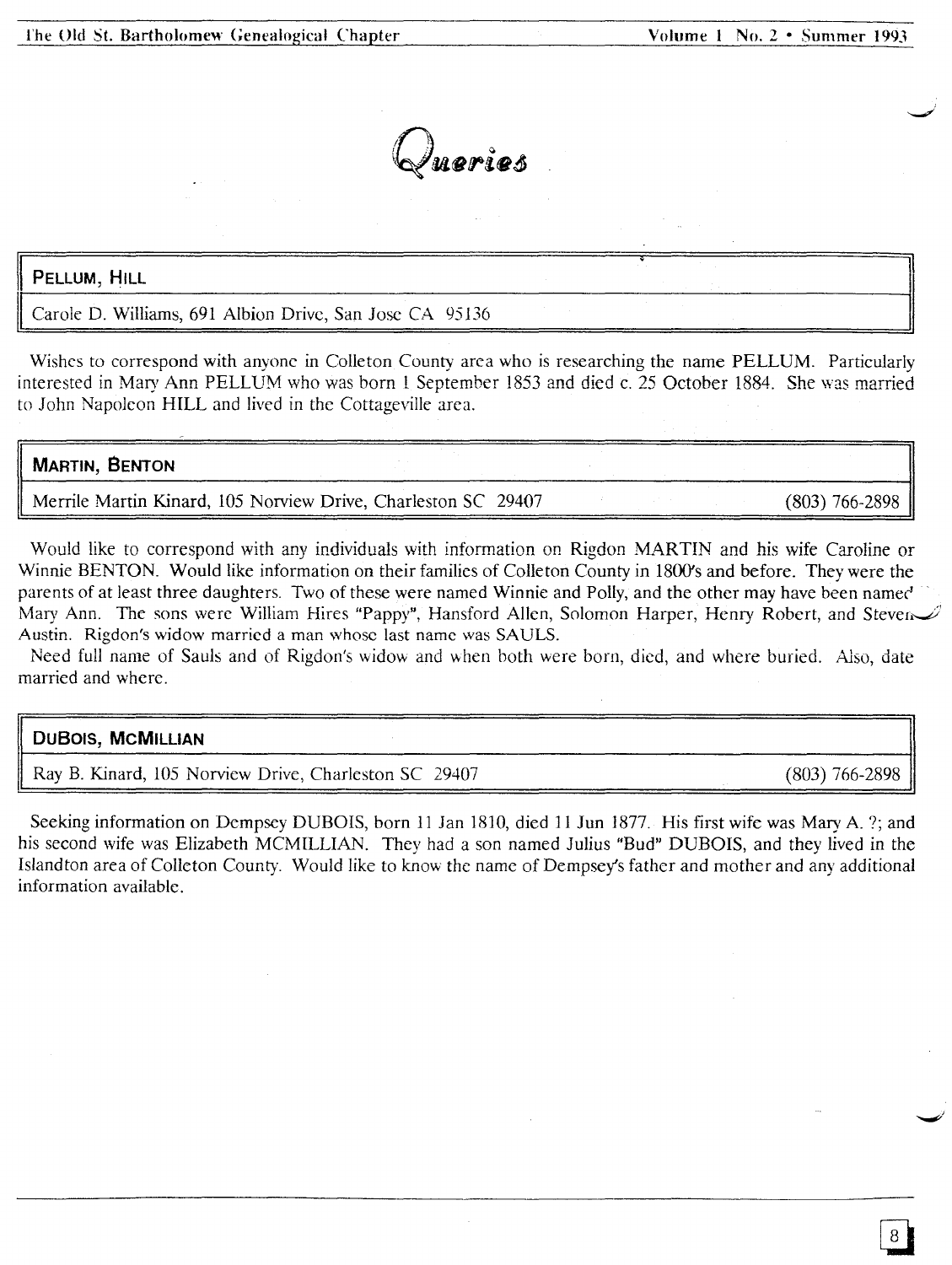# Queries

**PELLUM, HILL**

Carole D. Williams, 691 Albion Drive, San Jose CA 95136

Wishes to correspond with anyone in Colleton County area who is researching the name PELLUM. Particularly interested in Mary Ann PELLUM who was born 1 September 1853 and died c. 25 October 1884. She was married to John Napoleon HILL and lived in the Cottageville area.

**MARTIN, BENTON**

Merrile Martin Kinard, 105 Norview Drive, Charleston SC 29407 (803) 766-2898

Would like to correspond with any individuals with information on Rigdon MARTIN and his wife Caroline or Winnie BENTON. Would like information on their families of Colleton County in 1800's and before. They were the parents of at least three daughters. Two of these were named Winnie and Polly, and the other may have been named Mary Ann. The sons were William Hires "Pappy", Hansford Allen, Solomon Harper, Henry Robert, and Steven Austin. Rigdon's widow married a man whose last name was SAULS.

Need full name of Sauls and of Rigdon's widow and when both were born, died, and where buried. Also, date married and where.

**DuBOIS, McMILLIAN**

Ray B. Kinard, 105 Norview Drive, Charleston SC 29407 (803) 766-2898

Seeking information on Dempsey DUBOIS, born 11 Jan 1810, died 11 Jun 1877. His first wife was Mary A. ?; and his second wife was Elizabeth MCMILLIAN. They had a son named Julius "Bud" DUBOIS, and they lived in the Islandton area of Colleton County. Would like to know the name of Dempsey's father and mother and any additional information available.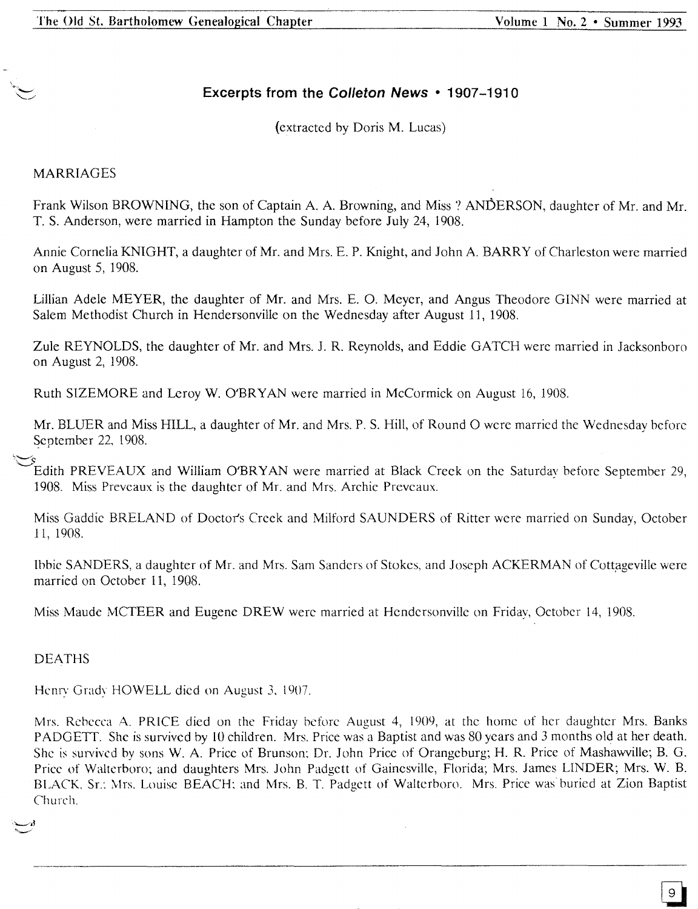## Excerpts from the *Colleton News* • 1907–1910

(extracted by Doris M. Lucas)

### MARRIAGES

Frank Wilson BROWNING, the son of Captain A. A. Browning, and Miss ? ANDERSON, daughter of Mr. and Mr. T. S. Anderson, were married in Hampton the Sunday before July 24, 1908.

Annie Cornelia KNIGHT, a daughter of Mr. and Mrs. E. P. Knight, and John A. BARRY of Charleston were married on August 5, 1908.

Lillian Adele MEYER, the daughter of Mr. and Mrs. E. O. Meyer, and Angus Theodore GINN were married at Salem Methodist Church in Hendersonville on the Wednesday after August 11, 1908.

Zule REYNOLDS, the daughter of Mr. and Mrs. J. R. Reynolds, and Eddie GATCH were married in Jacksonboro on August 2, 1908.

Ruth SIZEMORE and Leroy W. O'BRYAN were married in McCormick on August 16, 1908.

Mr. BLUER and Miss HILL, a daughter of Mr. and Mrs. P. S. Hill, of Round O were married the Wednesday before September 22, 1908.

Edith PREVEAUX and William O'BRYAN were married at Black Creek on the Saturday before September 29, 1908. Miss Preveaux is the daughter of Mr. and Mrs. Archie Preveaux.

Miss Gaddie BRELAND of Doctor's Creek and Milford SAUNDERS of Ritter were married on Sunday, October 11, 1908.

Ibbie SANDERS, a daughter of Mr. and Mrs. Sam Sanders of Stokes, and Joseph ACKERMAN of Cottageville were married on October 11, 1908.

Miss Maude MCTEER and Eugene DREW were married at Hendersonville on Friday, October 14, 1908.

### DEATHS

Henry Grady HOWELL died on August 3, 1907.

Mrs. Rebecca A. PRICE died on the Friday before August 4, 1909, at the home of her daughter Mrs. Banks PADGETT. She is survived by 10 children. Mrs. Price was a Baptist and was 80 years and 3 months old at her death. She is survived by sons W. A. Price of Brunson; Dr. John Price of Orangeburg; H. R. Price of Mashawville; B. G. Price of Walterboro; and daughters Mrs. John Padgett of Gainesville, Florida; Mrs. James LINDER; Mrs. W. B. BLACK, Sr.; Mrs. Louise BEACH; and Mrs. B. T. Padgett of Walterboro. Mrs. Price was buried at Zion Baptist Church.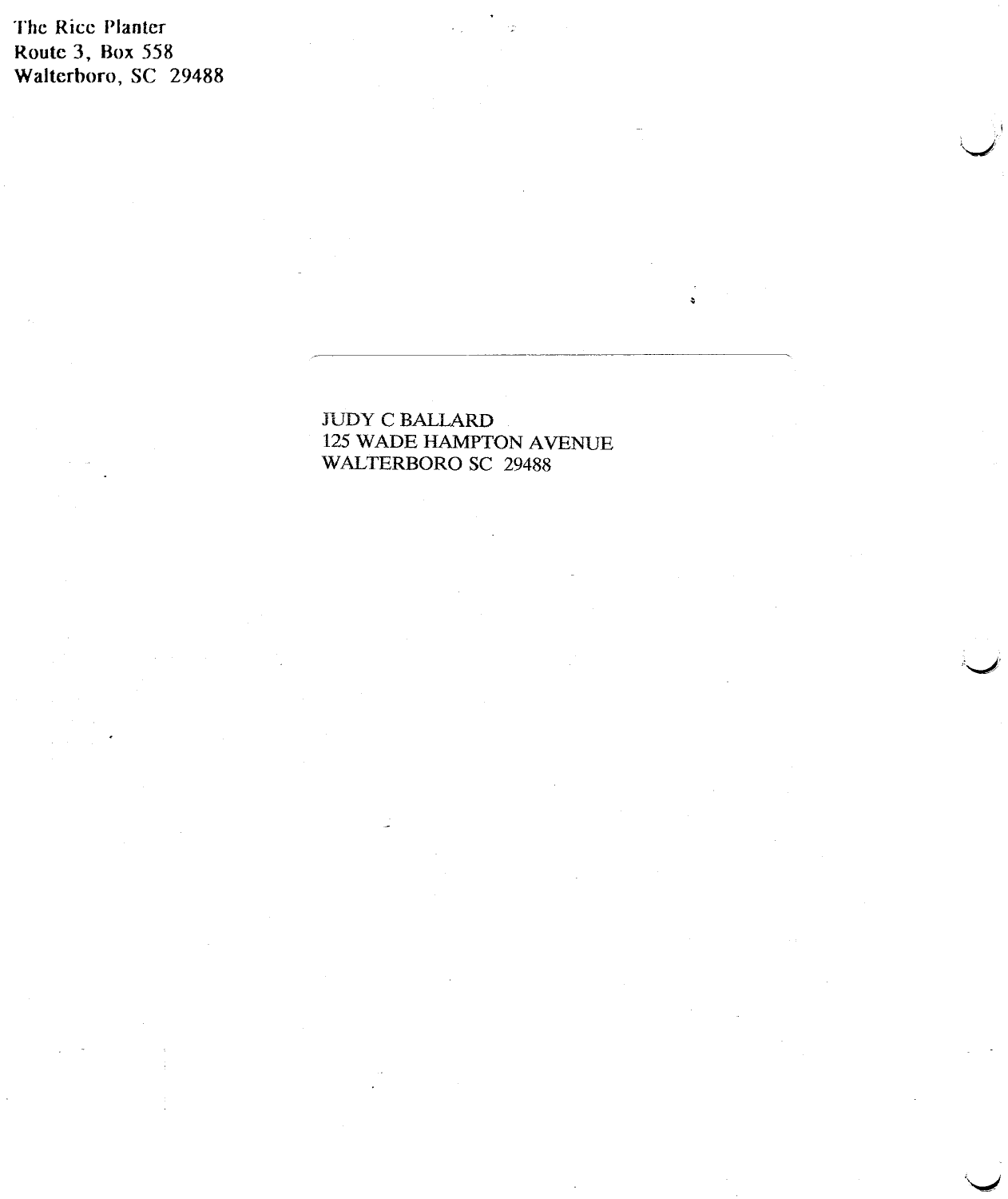The Rice Planter
Route 3, Box 558
Walterboro, SC 29488

JUDY C BALLARD
125 WADE HAMPTON AVENUE
WALTERBORO SC 29488